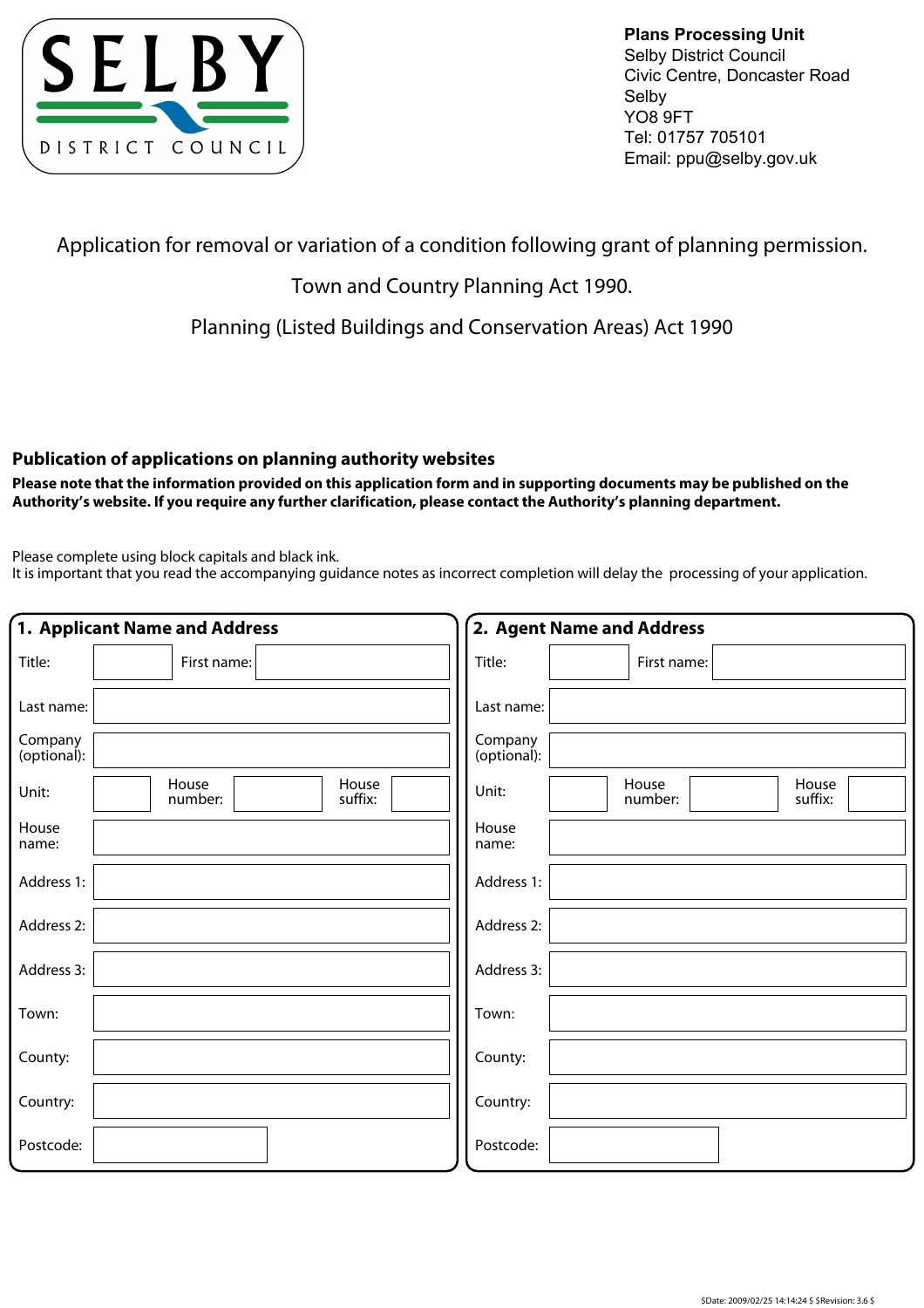SELBY DISTRICT COUNCIL

**Plans Processing Unit**
Selby District Council
Civic Centre, Doncaster Road
Selby
YO8 9FT
Tel: 01757 705101
Email: ppu@selby.gov.uk

# Application for removal or variation of a condition following grant of planning permission.

Town and Country Planning Act 1990.

Planning (Listed Buildings and Conservation Areas) Act 1990

## Publication of applications on planning authority websites

**Please note that the information provided on this application form and in supporting documents may be published on the Authority's website. If you require any further clarification, please contact the Authority's planning department.**

Please complete using block capitals and black ink.
It is important that you read the accompanying guidance notes as incorrect completion will delay the processing of your application.

## 1. Applicant Name and Address

| | | | | | |
|---|---|---|---|---|---|
| Title: | | First name: | | | |
| Last name: | | | | | |
| Company (optional): | | | | | |
| Unit: | | House number: | | House suffix: | |
| House name: | | | | | |
| Address 1: | | | | | |
| Address 2: | | | | | |
| Address 3: | | | | | |
| Town: | | | | | |
| County: | | | | | |
| Country: | | | | | |
| Postcode: | | | | | |

## 2. Agent Name and Address

| | | | | | |
|---|---|---|---|---|---|
| Title: | | First name: | | | |
| Last name: | | | | | |
| Company (optional): | | | | | |
| Unit: | | House number: | | House suffix: | |
| House name: | | | | | |
| Address 1: | | | | | |
| Address 2: | | | | | |
| Address 3: | | | | | |
| Town: | | | | | |
| County: | | | | | |
| Country: | | | | | |
| Postcode: | | | | | |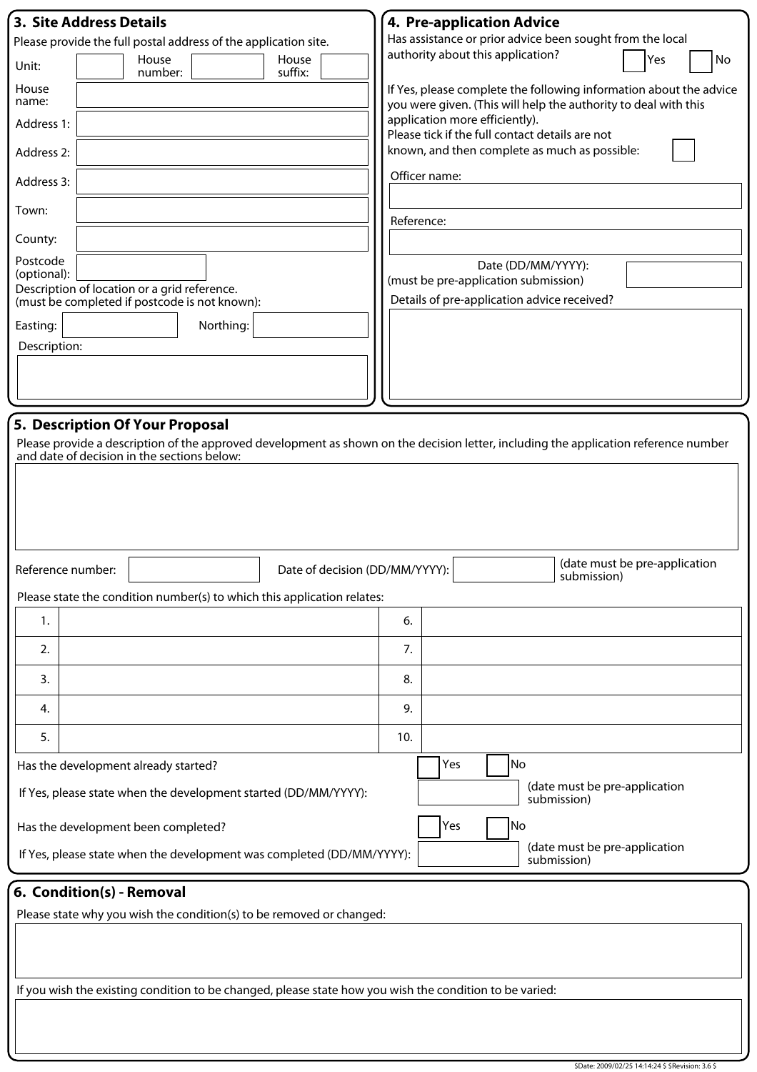## 3. Site Address Details

Please provide the full postal address of the application site.

Unit: | House number: | House suffix:

House name:

Address 1:

Address 2:

Address 3:

Town:

County:

Postcode (optional):

Description of location or a grid reference.
(must be completed if postcode is not known):

Easting: | Northing:

Description:

## 4. Pre-application Advice

Has assistance or prior advice been sought from the local authority about this application? Yes / No

If Yes, please complete the following information about the advice you were given. (This will help the authority to deal with this application more efficiently).

Please tick if the full contact details are not known, and then complete as much as possible:

Officer name:

Reference:

Date (DD/MM/YYYY):
(must be pre-application submission)

Details of pre-application advice received?

## 5. Description Of Your Proposal

Please provide a description of the approved development as shown on the decision letter, including the application reference number and date of decision in the sections below:

Reference number: | Date of decision (DD/MM/YYYY): | (date must be pre-application submission)

Please state the condition number(s) to which this application relates:

| | | | |
|---|---|---|---|
| 1. | | 6. | |
| 2. | | 7. | |
| 3. | | 8. | |
| 4. | | 9. | |
| 5. | | 10. | |

Has the development already started? Yes / No

If Yes, please state when the development started (DD/MM/YYYY): (date must be pre-application submission)

Has the development been completed? Yes / No

If Yes, please state when the development was completed (DD/MM/YYYY): (date must be pre-application submission)

## 6. Condition(s) - Removal

Please state why you wish the condition(s) to be removed or changed:

If you wish the existing condition to be changed, please state how you wish the condition to be varied: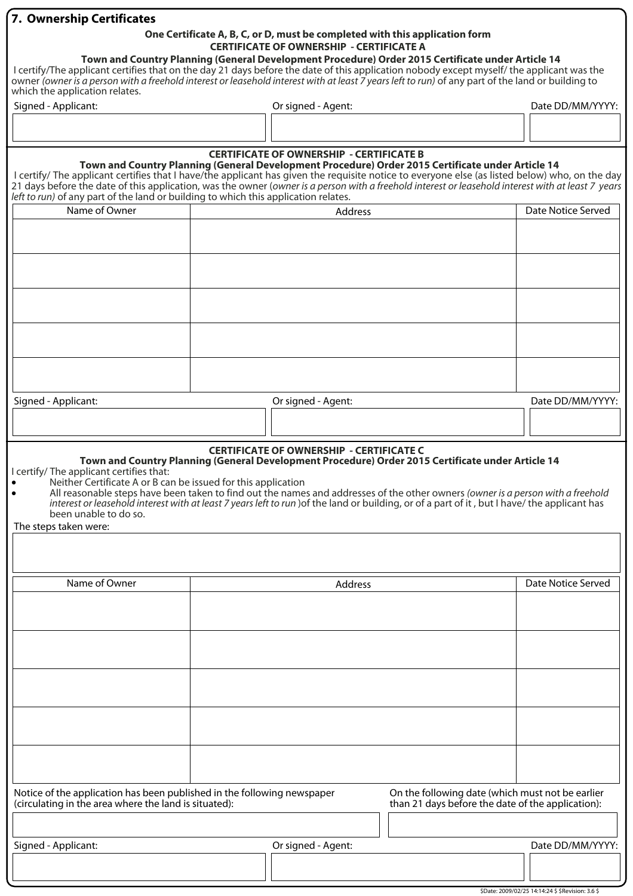## 7. Ownership Certificates

**One Certificate A, B, C, or D, must be completed with this application form**

**CERTIFICATE OF OWNERSHIP - CERTIFICATE A**

**Town and Country Planning (General Development Procedure) Order 2015 Certificate under Article 14**

I certify/The applicant certifies that on the day 21 days before the date of this application nobody except myself/ the applicant was the owner *(owner is a person with a freehold interest or leasehold interest with at least 7 years left to run)* of any part of the land or building to which the application relates.

| Signed - Applicant: | Or signed - Agent: | Date DD/MM/YYYY: |
|---|---|---|
| | | |

**CERTIFICATE OF OWNERSHIP - CERTIFICATE B**

**Town and Country Planning (General Development Procedure) Order 2015 Certificate under Article 14**

I certify/ The applicant certifies that I have/the applicant has given the requisite notice to everyone else (as listed below) who, on the day 21 days before the date of this application, was the owner (*owner is a person with a freehold interest or leasehold interest with at least 7 years left to run)* of any part of the land or building to which this application relates.

| Name of Owner | Address | Date Notice Served |
|---|---|---|
| | | |
| | | |
| | | |
| | | |
| | | |

| Signed - Applicant: | Or signed - Agent: | Date DD/MM/YYYY: |
|---|---|---|
| | | |

**CERTIFICATE OF OWNERSHIP - CERTIFICATE C**

**Town and Country Planning (General Development Procedure) Order 2015 Certificate under Article 14**

I certify/ The applicant certifies that:

- Neither Certificate A or B can be issued for this application
- All reasonable steps have been taken to find out the names and addresses of the other owners *(owner is a person with a freehold interest or leasehold interest with at least 7 years left to run* )of the land or building, or of a part of it , but I have/ the applicant has been unable to do so.

The steps taken were:

| Name of Owner | Address | Date Notice Served |
|---|---|---|
| | | |
| | | |
| | | |
| | | |
| | | |

| Notice of the application has been published in the following newspaper (circulating in the area where the land is situated): | On the following date (which must not be earlier than 21 days before the date of the application): |
|---|---|
| | |

| Signed - Applicant: | Or signed - Agent: | Date DD/MM/YYYY: |
|---|---|---|
| | | |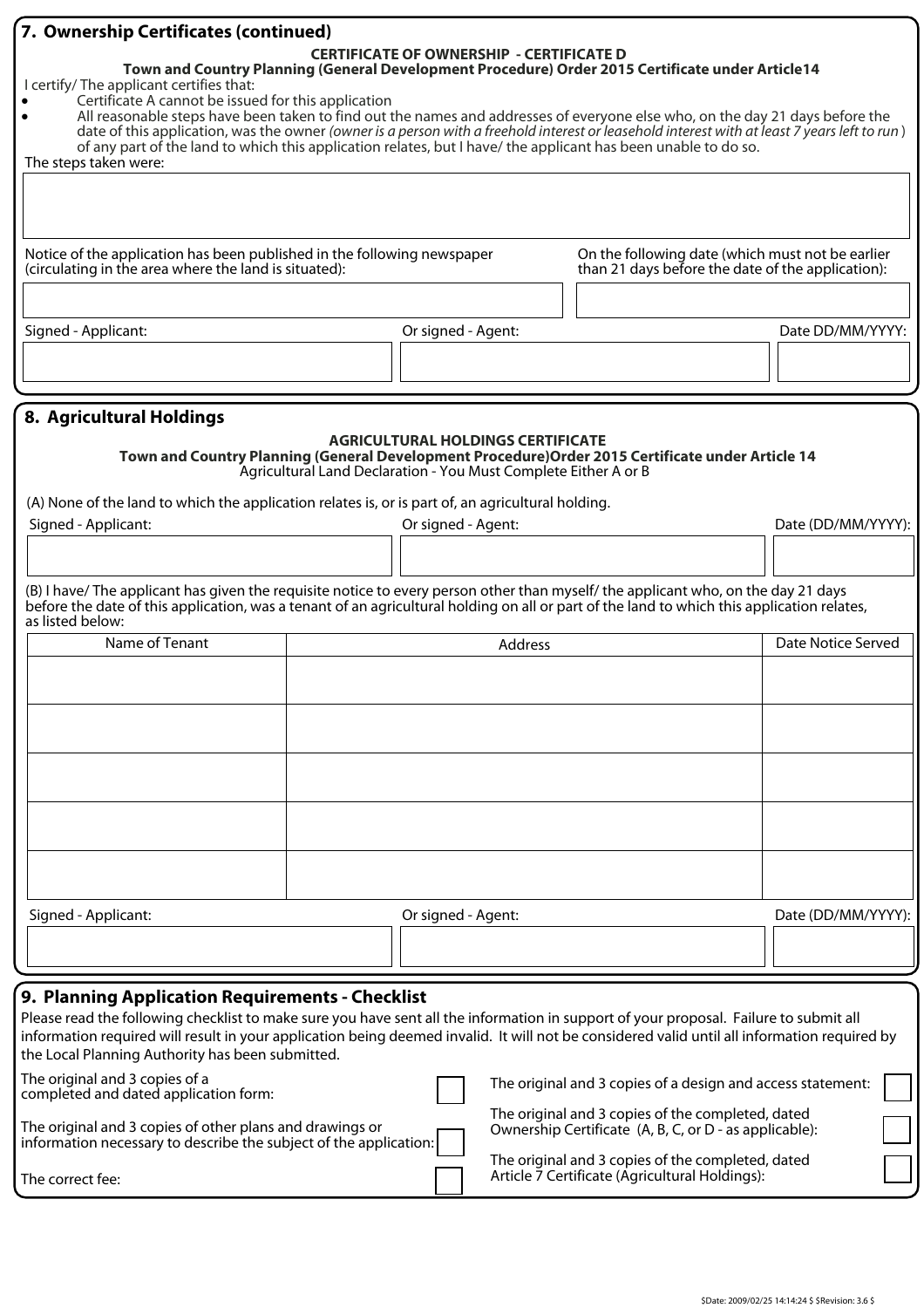## 7. Ownership Certificates (continued)

**CERTIFICATE OF OWNERSHIP - CERTIFICATE D**

**Town and Country Planning (General Development Procedure) Order 2015 Certificate under Article14**

I certify/ The applicant certifies that:

- Certificate A cannot be issued for this application
- All reasonable steps have been taken to find out the names and addresses of everyone else who, on the day 21 days before the date of this application, was the owner *(owner is a person with a freehold interest or leasehold interest with at least 7 years left to run)* of any part of the land to which this application relates, but I have/ the applicant has been unable to do so.

The steps taken were:

| |
|---|
| |

| Notice of the application has been published in the following newspaper (circulating in the area where the land is situated): | On the following date (which must not be earlier than 21 days before the date of the application): |
|---|---|
| | |

| Signed - Applicant: | Or signed - Agent: | Date DD/MM/YYYY: |
|---|---|---|
| | | |

## 8. Agricultural Holdings

**AGRICULTURAL HOLDINGS CERTIFICATE**

**Town and Country Planning (General Development Procedure)Order 2015 Certificate under Article 14**

Agricultural Land Declaration - You Must Complete Either A or B

(A) None of the land to which the application relates is, or is part of, an agricultural holding.

| Signed - Applicant: | Or signed - Agent: | Date (DD/MM/YYYY): |
|---|---|---|
| | | |

(B) I have/ The applicant has given the requisite notice to every person other than myself/ the applicant who, on the day 21 days before the date of this application, was a tenant of an agricultural holding on all or part of the land to which this application relates, as listed below:

| Name of Tenant | Address | Date Notice Served |
|---|---|---|
| | | |
| | | |
| | | |
| | | |
| | | |

| Signed - Applicant: | Or signed - Agent: | Date (DD/MM/YYYY): |
|---|---|---|
| | | |

## 9. Planning Application Requirements - Checklist

Please read the following checklist to make sure you have sent all the information in support of your proposal. Failure to submit all information required will result in your application being deemed invalid. It will not be considered valid until all information required by the Local Planning Authority has been submitted.

- [ ] The original and 3 copies of a completed and dated application form:
- [ ] The original and 3 copies of other plans and drawings or information necessary to describe the subject of the application:
- [ ] The correct fee:
- [ ] The original and 3 copies of a design and access statement:
- [ ] The original and 3 copies of the completed, dated Ownership Certificate (A, B, C, or D - as applicable):
- [ ] The original and 3 copies of the completed, dated Article 7 Certificate (Agricultural Holdings):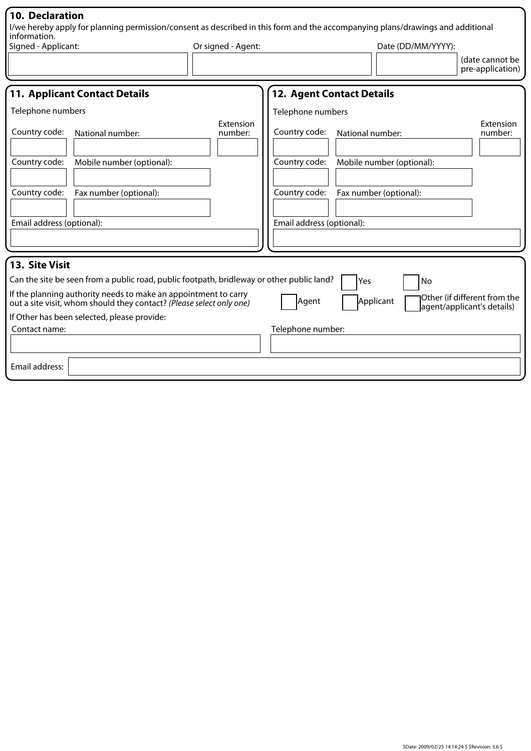## 10. Declaration

I/we hereby apply for planning permission/consent as described in this form and the accompanying plans/drawings and additional information.

| Signed - Applicant: | Or signed - Agent: | Date (DD/MM/YYYY): | |
|---|---|---|---|
| | | | (date cannot be pre-application) |

## 11. Applicant Contact Details

Telephone numbers

| Country code: | National number: | Extension number: |
|---|---|---|
| | | |

| Country code: | Mobile number (optional): |
|---|---|
| | |

| Country code: | Fax number (optional): |
|---|---|
| | |

Email address (optional):

## 12. Agent Contact Details

Telephone numbers

| Country code: | National number: | Extension number: |
|---|---|---|
| | | |

| Country code: | Mobile number (optional): |
|---|---|
| | |

| Country code: | Fax number (optional): |
|---|---|
| | |

Email address (optional):

## 13. Site Visit

Can the site be seen from a public road, public footpath, bridleway or other public land? ☐ Yes ☐ No

If the planning authority needs to make an appointment to carry out a site visit, whom should they contact? *(Please select only one)* ☐ Agent ☐ Applicant ☐ Other (if different from the agent/applicant's details)

If Other has been selected, please provide:

| Contact name: | Telephone number: |
|---|---|
| | |

Email address:

$Date: 2009/02/25 14:14:24 $ $Revision: 3.6 $